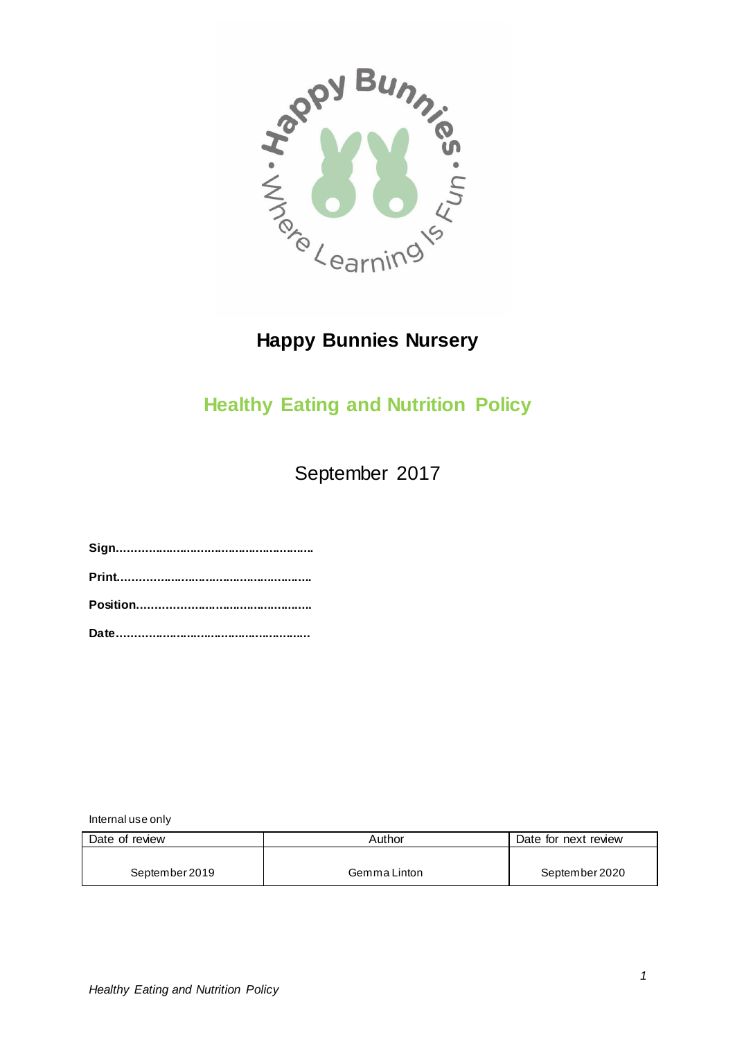# Happy Bunnies Nursery

## Healthy Eating and Nutrition Policy

September 2017

**Sign………………………………………………….**

**Print…………………………………………………**

**Position……………………………………………**

**Date…………………………………………………**

Internal use only

| Date of review | Author | Date for next review |
|---|---|---|
| September 2019 | Gemma Linton | September 2020 |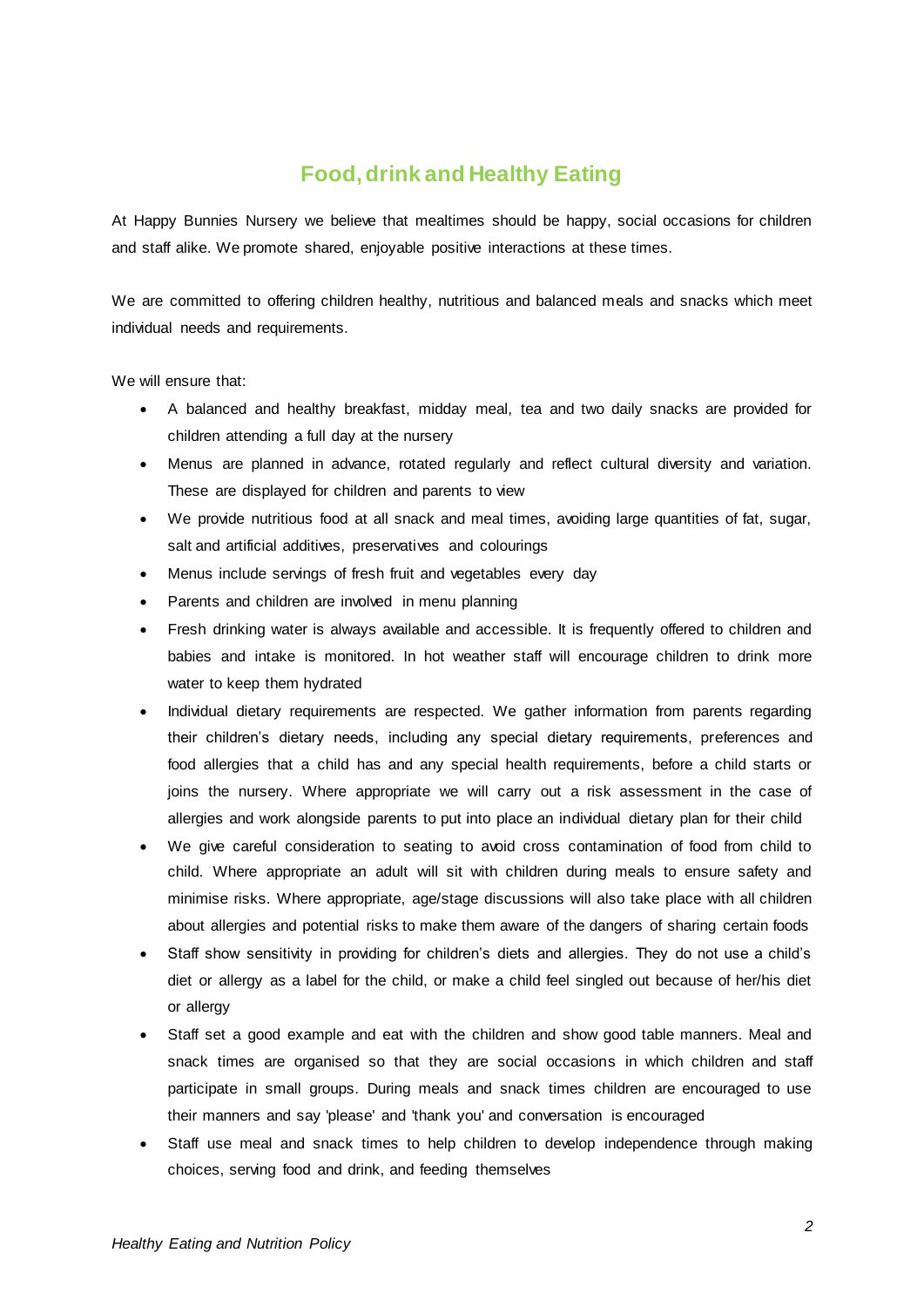# Food, drink and Healthy Eating

At Happy Bunnies Nursery we believe that mealtimes should be happy, social occasions for children and staff alike. We promote shared, enjoyable positive interactions at these times.

We are committed to offering children healthy, nutritious and balanced meals and snacks which meet individual needs and requirements.

We will ensure that:

- A balanced and healthy breakfast, midday meal, tea and two daily snacks are provided for children attending a full day at the nursery
- Menus are planned in advance, rotated regularly and reflect cultural diversity and variation. These are displayed for children and parents to view
- We provide nutritious food at all snack and meal times, avoiding large quantities of fat, sugar, salt and artificial additives, preservatives and colourings
- Menus include servings of fresh fruit and vegetables every day
- Parents and children are involved in menu planning
- Fresh drinking water is always available and accessible. It is frequently offered to children and babies and intake is monitored. In hot weather staff will encourage children to drink more water to keep them hydrated
- Individual dietary requirements are respected. We gather information from parents regarding their children's dietary needs, including any special dietary requirements, preferences and food allergies that a child has and any special health requirements, before a child starts or joins the nursery. Where appropriate we will carry out a risk assessment in the case of allergies and work alongside parents to put into place an individual dietary plan for their child
- We give careful consideration to seating to avoid cross contamination of food from child to child. Where appropriate an adult will sit with children during meals to ensure safety and minimise risks. Where appropriate, age/stage discussions will also take place with all children about allergies and potential risks to make them aware of the dangers of sharing certain foods
- Staff show sensitivity in providing for children's diets and allergies. They do not use a child's diet or allergy as a label for the child, or make a child feel singled out because of her/his diet or allergy
- Staff set a good example and eat with the children and show good table manners. Meal and snack times are organised so that they are social occasions in which children and staff participate in small groups. During meals and snack times children are encouraged to use their manners and say 'please' and 'thank you' and conversation is encouraged
- Staff use meal and snack times to help children to develop independence through making choices, serving food and drink, and feeding themselves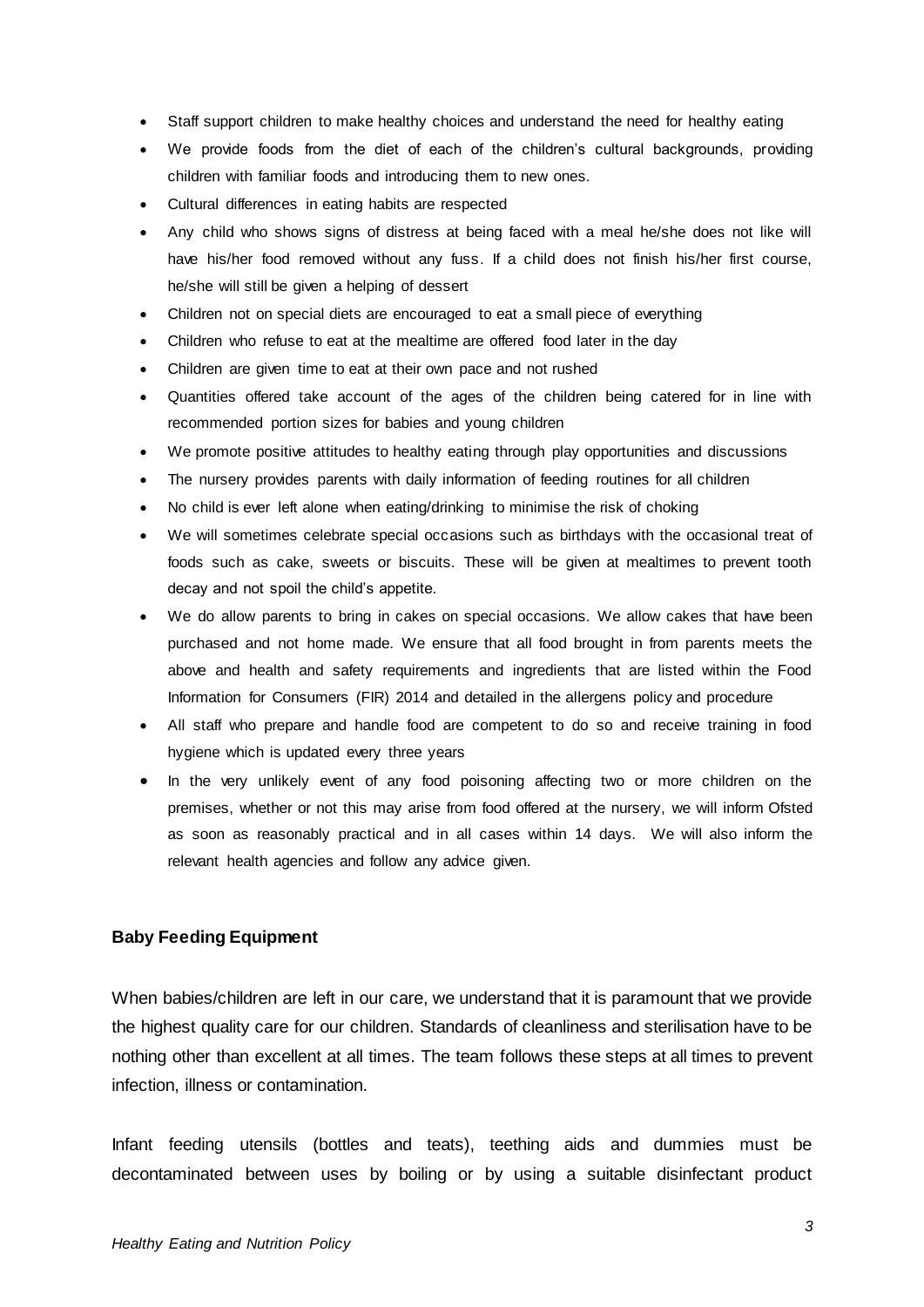- Staff support children to make healthy choices and understand the need for healthy eating
- We provide foods from the diet of each of the children's cultural backgrounds, providing children with familiar foods and introducing them to new ones.
- Cultural differences in eating habits are respected
- Any child who shows signs of distress at being faced with a meal he/she does not like will have his/her food removed without any fuss. If a child does not finish his/her first course, he/she will still be given a helping of dessert
- Children not on special diets are encouraged to eat a small piece of everything
- Children who refuse to eat at the mealtime are offered food later in the day
- Children are given time to eat at their own pace and not rushed
- Quantities offered take account of the ages of the children being catered for in line with recommended portion sizes for babies and young children
- We promote positive attitudes to healthy eating through play opportunities and discussions
- The nursery provides parents with daily information of feeding routines for all children
- No child is ever left alone when eating/drinking to minimise the risk of choking
- We will sometimes celebrate special occasions such as birthdays with the occasional treat of foods such as cake, sweets or biscuits. These will be given at mealtimes to prevent tooth decay and not spoil the child's appetite.
- We do allow parents to bring in cakes on special occasions. We allow cakes that have been purchased and not home made. We ensure that all food brought in from parents meets the above and health and safety requirements and ingredients that are listed within the Food Information for Consumers (FIR) 2014 and detailed in the allergens policy and procedure
- All staff who prepare and handle food are competent to do so and receive training in food hygiene which is updated every three years
- In the very unlikely event of any food poisoning affecting two or more children on the premises, whether or not this may arise from food offered at the nursery, we will inform Ofsted as soon as reasonably practical and in all cases within 14 days. We will also inform the relevant health agencies and follow any advice given.

**Baby Feeding Equipment**

When babies/children are left in our care, we understand that it is paramount that we provide the highest quality care for our children. Standards of cleanliness and sterilisation have to be nothing other than excellent at all times. The team follows these steps at all times to prevent infection, illness or contamination.

Infant feeding utensils (bottles and teats), teething aids and dummies must be decontaminated between uses by boiling or by using a suitable disinfectant product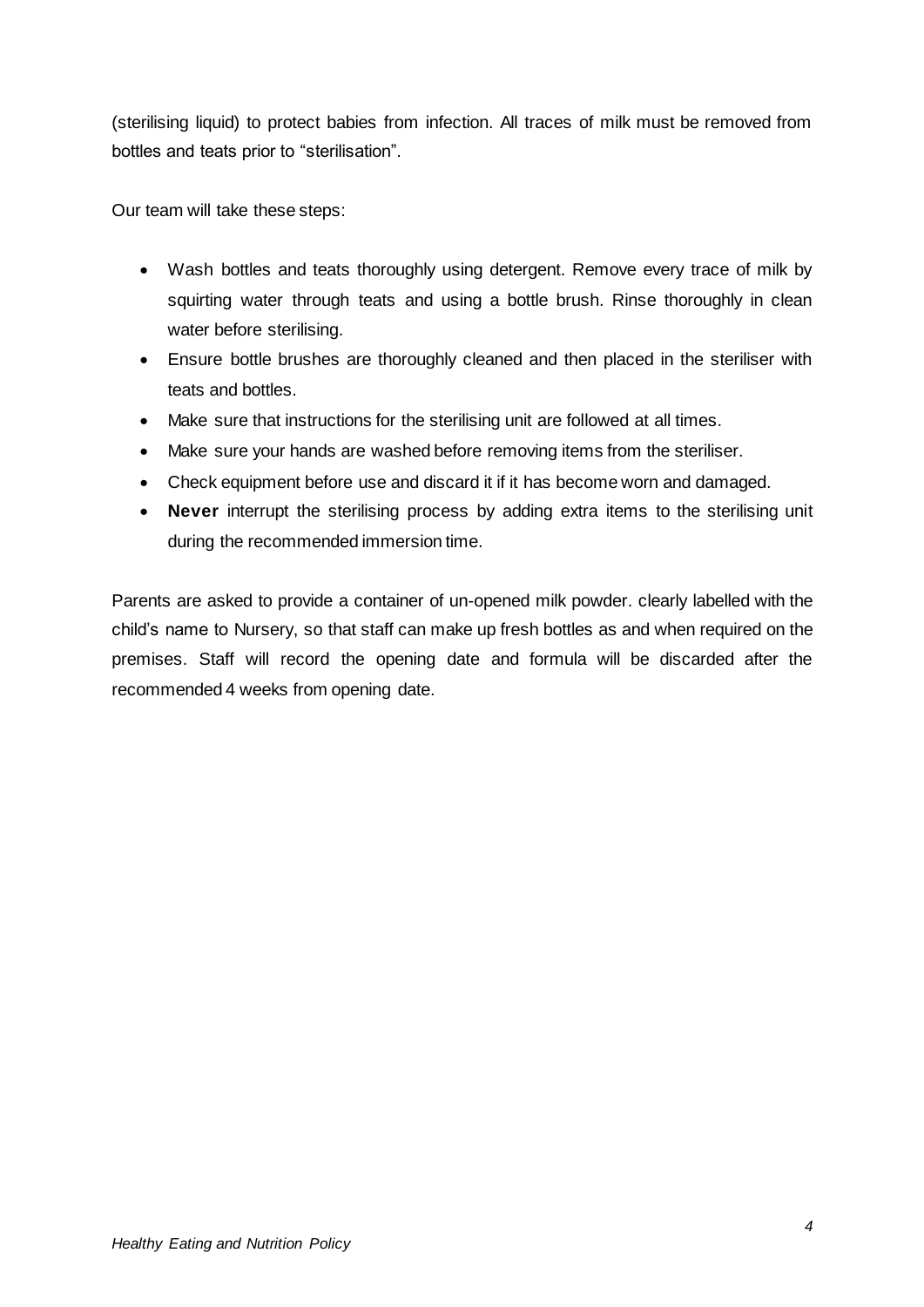(sterilising liquid) to protect babies from infection. All traces of milk must be removed from bottles and teats prior to "sterilisation".

Our team will take these steps:

- Wash bottles and teats thoroughly using detergent. Remove every trace of milk by squirting water through teats and using a bottle brush. Rinse thoroughly in clean water before sterilising.
- Ensure bottle brushes are thoroughly cleaned and then placed in the steriliser with teats and bottles.
- Make sure that instructions for the sterilising unit are followed at all times.
- Make sure your hands are washed before removing items from the steriliser.
- Check equipment before use and discard it if it has become worn and damaged.
- **Never** interrupt the sterilising process by adding extra items to the sterilising unit during the recommended immersion time.

Parents are asked to provide a container of un-opened milk powder. clearly labelled with the child's name to Nursery, so that staff can make up fresh bottles as and when required on the premises. Staff will record the opening date and formula will be discarded after the recommended 4 weeks from opening date.